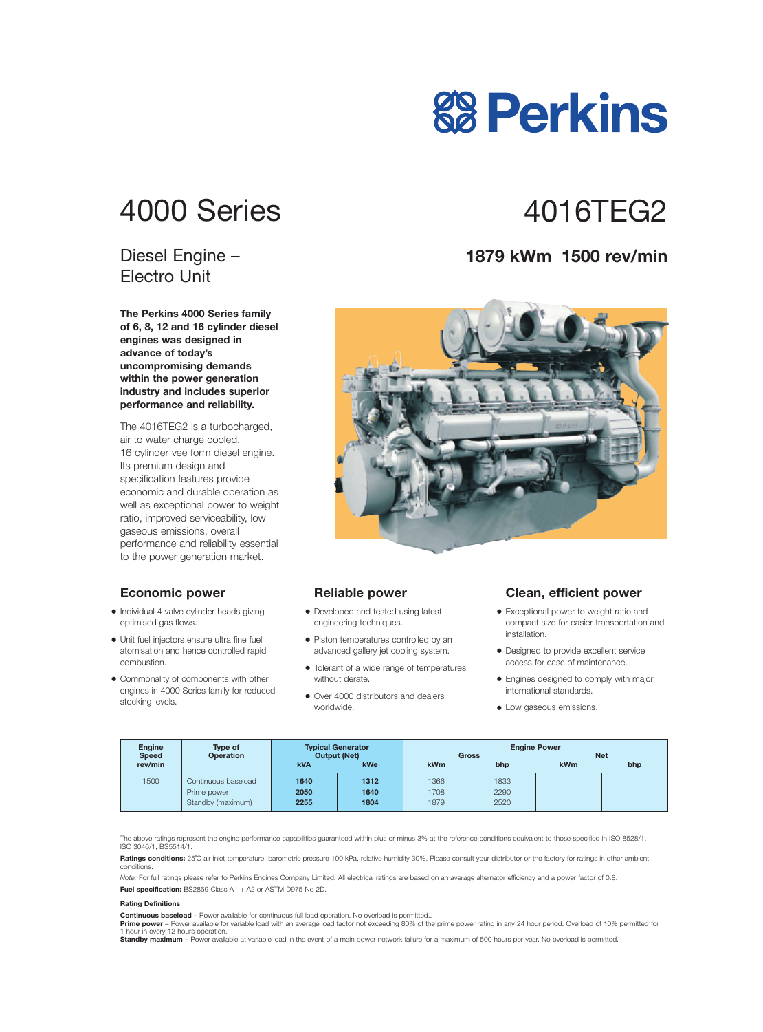# Perkins

# 4000 Series

# 4016TEG2

## Diesel Engine – Electro Unit

## 1879 kWm 1500 rev/min

**The Perkins 4000 Series family of 6, 8, 12 and 16 cylinder diesel engines was designed in advance of today's uncompromising demands within the power generation industry and includes superior performance and reliability.**

The 4016TEG2 is a turbocharged, air to water charge cooled, 16 cylinder vee form diesel engine. Its premium design and specification features provide economic and durable operation as well as exceptional power to weight ratio, improved serviceability, low gaseous emissions, overall performance and reliability essential to the power generation market.

### Economic power

- Individual 4 valve cylinder heads giving optimised gas flows.
- Unit fuel injectors ensure ultra fine fuel atomisation and hence controlled rapid combustion.
- Commonality of components with other engines in 4000 Series family for reduced stocking levels.

### Reliable power

- Developed and tested using latest engineering techniques.
- Piston temperatures controlled by an advanced gallery jet cooling system.
- Tolerant of a wide range of temperatures without derate.
- Over 4000 distributors and dealers worldwide.

### Clean, efficient power

- Exceptional power to weight ratio and compact size for easier transportation and installation.
- Designed to provide excellent service access for ease of maintenance.
- Engines designed to comply with major international standards.
- Low gaseous emissions.

| Engine Speed rev/min | Type of Operation | Typical Generator Output (Net) | | Engine Power | | | |
|---|---|---|---|---|---|---|---|
| | | | | Gross | | Net | |
| | | kVA | kWe | kWm | bhp | kWm | bhp |
| 1500 | Continuous baseload | **1640** | **1312** | 1366 | 1833 | | |
| | Prime power | **2050** | **1640** | 1708 | 2290 | | |
| | Standby (maximum) | **2255** | **1804** | 1879 | 2520 | | |

The above ratings represent the engine performance capabilities guaranteed within plus or minus 3% at the reference conditions equivalent to those specified in ISO 8528/1, ISO 3046/1, BS5514/1.

**Ratings conditions:** 25˚C air inlet temperature, barometric pressure 100 kPa, relative humidity 30%. Please consult your distributor or the factory for ratings in other ambient conditions.

*Note:* For full ratings please refer to Perkins Engines Company Limited. All electrical ratings are based on an average alternator efficiency and a power factor of 0.8.

**Fuel specification:** BS2869 Class A1 + A2 or ASTM D975 No 2D.

**Rating Definitions**

**Continuous baseload** – Power available for continuous full load operation. No overload is permitted..
**Prime power** – Power available for variable load with an average load factor not exceeding 80% of the prime power rating in any 24 hour period. Overload of 10% permitted for 1 hour in every 12 hours operation.
**Standby maximum** – Power available at variable load in the event of a main power network failure for a maximum of 500 hours per year. No overload is permitted.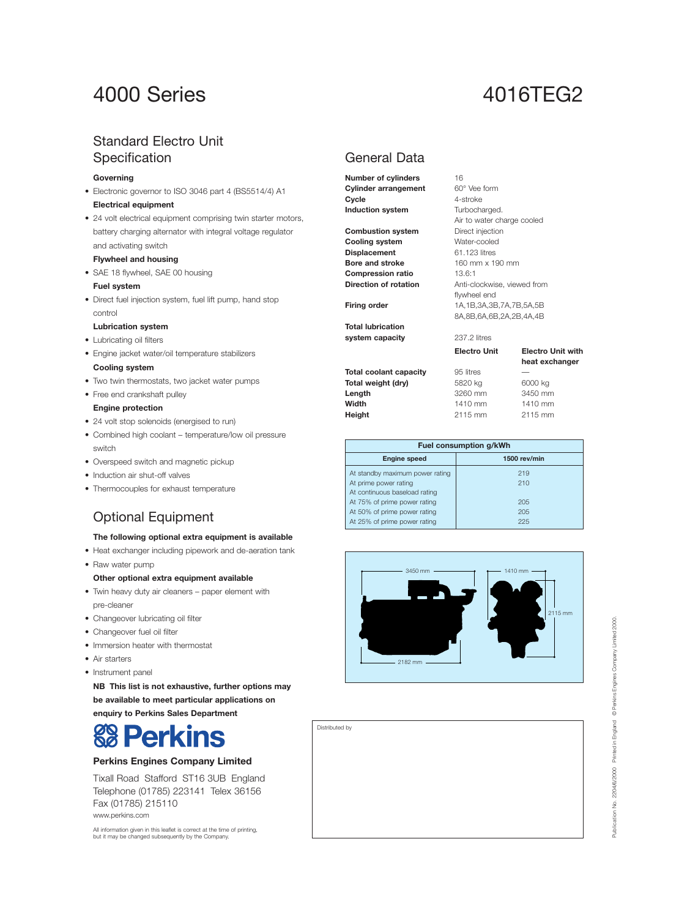# 4000 Series

# 4016TEG2

## Standard Electro Unit Specification

**Governing**

- Electronic governor to ISO 3046 part 4 (BS5514/4) A1

**Electrical equipment**

- 24 volt electrical equipment comprising twin starter motors, battery charging alternator with integral voltage regulator and activating switch

**Flywheel and housing**

- SAE 18 flywheel, SAE 00 housing

**Fuel system**

- Direct fuel injection system, fuel lift pump, hand stop control

**Lubrication system**

- Lubricating oil filters
- Engine jacket water/oil temperature stabilizers

**Cooling system**

- Two twin thermostats, two jacket water pumps
- Free end crankshaft pulley

**Engine protection**

- 24 volt stop solenoids (energised to run)
- Combined high coolant – temperature/low oil pressure switch
- Overspeed switch and magnetic pickup
- Induction air shut-off valves
- Thermocouples for exhaust temperature

## Optional Equipment

**The following optional extra equipment is available**

- Heat exchanger including pipework and de-aeration tank
- Raw water pump

**Other optional extra equipment available**

- Twin heavy duty air cleaners – paper element with pre-cleaner
- Changeover lubricating oil filter
- Changeover fuel oil filter
- Immersion heater with thermostat
- Air starters
- Instrument panel

**NB This list is not exhaustive, further options may be available to meet particular applications on enquiry to Perkins Sales Department**

## General Data

| | |
|---|---|
| **Number of cylinders** | 16 |
| **Cylinder arrangement** | 60° Vee form |
| **Cycle** | 4-stroke |
| **Induction system** | Turbocharged. Air to water charge cooled |
| **Combustion system** | Direct injection |
| **Cooling system** | Water-cooled |
| **Displacement** | 61.123 litres |
| **Bore and stroke** | 160 mm x 190 mm |
| **Compression ratio** | 13.6:1 |
| **Direction of rotation** | Anti-clockwise, viewed from flywheel end |
| **Firing order** | 1A,1B,3A,3B,7A,7B,5A,5B 8A,8B,6A,6B,2A,2B,4A,4B |
| **Total lubrication system capacity** | 237.2 litres |

| | Electro Unit | Electro Unit with heat exchanger |
|---|---|---|
| **Total coolant capacity** | 95 litres | — |
| **Total weight (dry)** | 5820 kg | 6000 kg |
| **Length** | 3260 mm | 3450 mm |
| **Width** | 1410 mm | 1410 mm |
| **Height** | 2115 mm | 2115 mm |

| Fuel consumption g/kWh | |
|---|---|
| **Engine speed** | **1500 rev/min** |
| At standby maximum power rating | 219 |
| At prime power rating | 210 |
| At continuous baseload rating | |
| At 75% of prime power rating | 205 |
| At 50% of prime power rating | 205 |
| At 25% of prime power rating | 225 |

3450 mm
1410 mm
2115 mm
2182 mm

Distributed by

**Perkins**

**Perkins Engines Company Limited**

Tixall Road Stafford ST16 3UB England
Telephone (01785) 223141 Telex 36156
Fax (01785) 215110
www.perkins.com

All information given in this leaflet is correct at the time of printing, but it may be changed subsequently by the Company.

Publication No. 2204/6/2000 Printed in England © Perkins Engines Company Limited 2000.